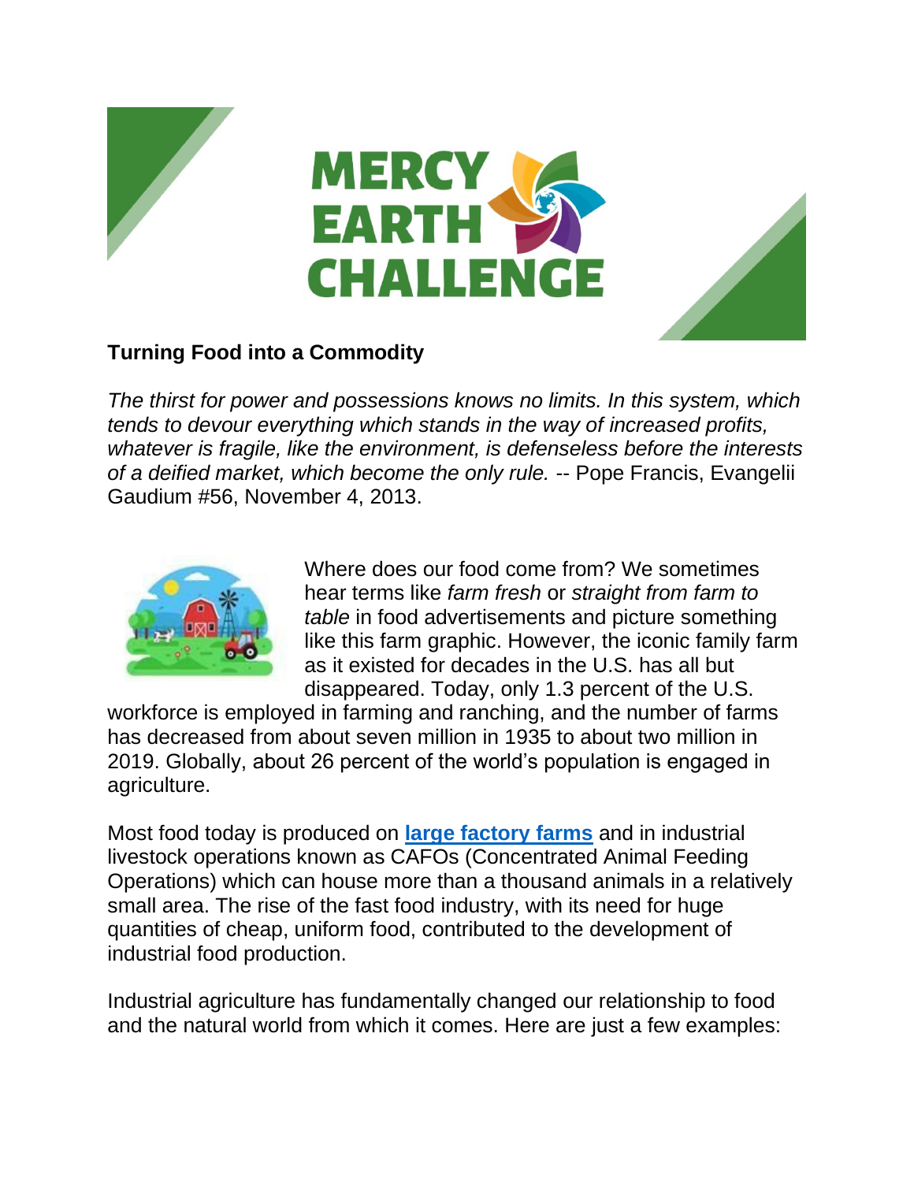# MERCY EARTH CHALLENGE

## Turning Food into a Commodity

*The thirst for power and possessions knows no limits. In this system, which tends to devour everything which stands in the way of increased profits, whatever is fragile, like the environment, is defenseless before the interests of a deified market, which become the only rule.* -- Pope Francis, Evangelii Gaudium #56, November 4, 2013.

Where does our food come from? We sometimes hear terms like *farm fresh* or *straight from farm to table* in food advertisements and picture something like this farm graphic. However, the iconic family farm as it existed for decades in the U.S. has all but disappeared. Today, only 1.3 percent of the U.S. workforce is employed in farming and ranching, and the number of farms has decreased from about seven million in 1935 to about two million in 2019. Globally, about 26 percent of the world's population is engaged in agriculture.

Most food today is produced on **large factory farms** and in industrial livestock operations known as CAFOs (Concentrated Animal Feeding Operations) which can house more than a thousand animals in a relatively small area. The rise of the fast food industry, with its need for huge quantities of cheap, uniform food, contributed to the development of industrial food production.

Industrial agriculture has fundamentally changed our relationship to food and the natural world from which it comes. Here are just a few examples: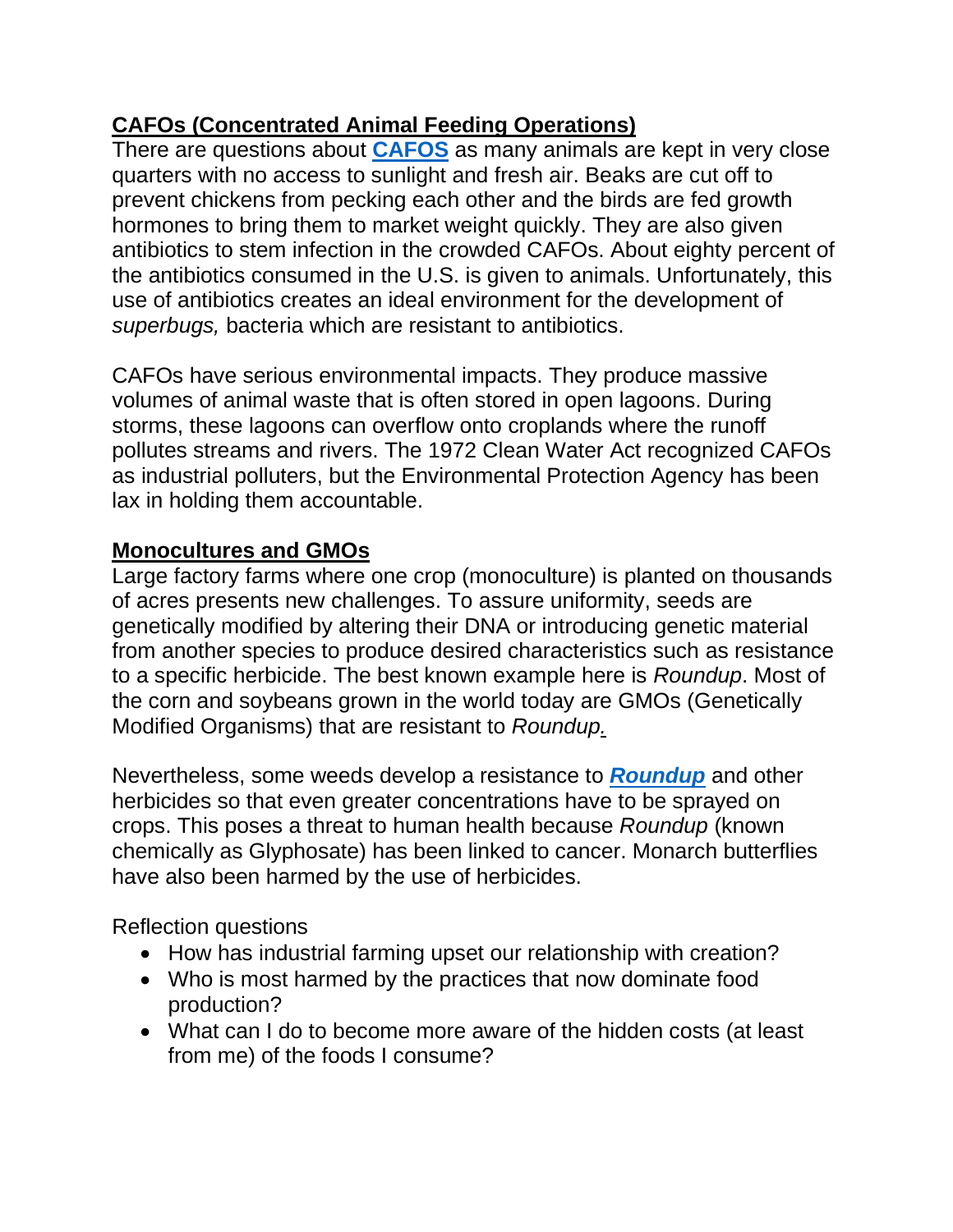## CAFOs (Concentrated Animal Feeding Operations)

There are questions about **CAFOS** as many animals are kept in very close quarters with no access to sunlight and fresh air. Beaks are cut off to prevent chickens from pecking each other and the birds are fed growth hormones to bring them to market weight quickly. They are also given antibiotics to stem infection in the crowded CAFOs. About eighty percent of the antibiotics consumed in the U.S. is given to animals. Unfortunately, this use of antibiotics creates an ideal environment for the development of *superbugs,* bacteria which are resistant to antibiotics.

CAFOs have serious environmental impacts. They produce massive volumes of animal waste that is often stored in open lagoons. During storms, these lagoons can overflow onto croplands where the runoff pollutes streams and rivers. The 1972 Clean Water Act recognized CAFOs as industrial polluters, but the Environmental Protection Agency has been lax in holding them accountable.

## Monocultures and GMOs

Large factory farms where one crop (monoculture) is planted on thousands of acres presents new challenges. To assure uniformity, seeds are genetically modified by altering their DNA or introducing genetic material from another species to produce desired characteristics such as resistance to a specific herbicide. The best known example here is *Roundup*. Most of the corn and soybeans grown in the world today are GMOs (Genetically Modified Organisms) that are resistant to *Roundup.*

Nevertheless, some weeds develop a resistance to ***Roundup*** and other herbicides so that even greater concentrations have to be sprayed on crops. This poses a threat to human health because *Roundup* (known chemically as Glyphosate) has been linked to cancer. Monarch butterflies have also been harmed by the use of herbicides.

Reflection questions

- How has industrial farming upset our relationship with creation?
- Who is most harmed by the practices that now dominate food production?
- What can I do to become more aware of the hidden costs (at least from me) of the foods I consume?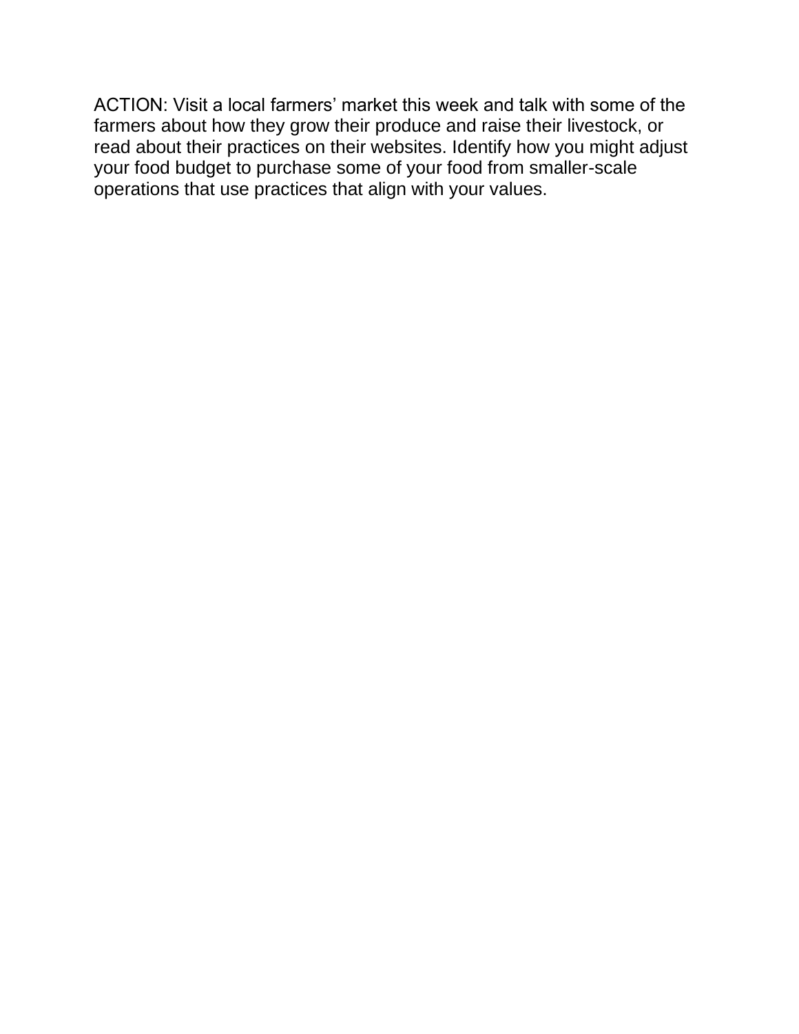ACTION: Visit a local farmers’ market this week and talk with some of the farmers about how they grow their produce and raise their livestock, or read about their practices on their websites. Identify how you might adjust your food budget to purchase some of your food from smaller-scale operations that use practices that align with your values.